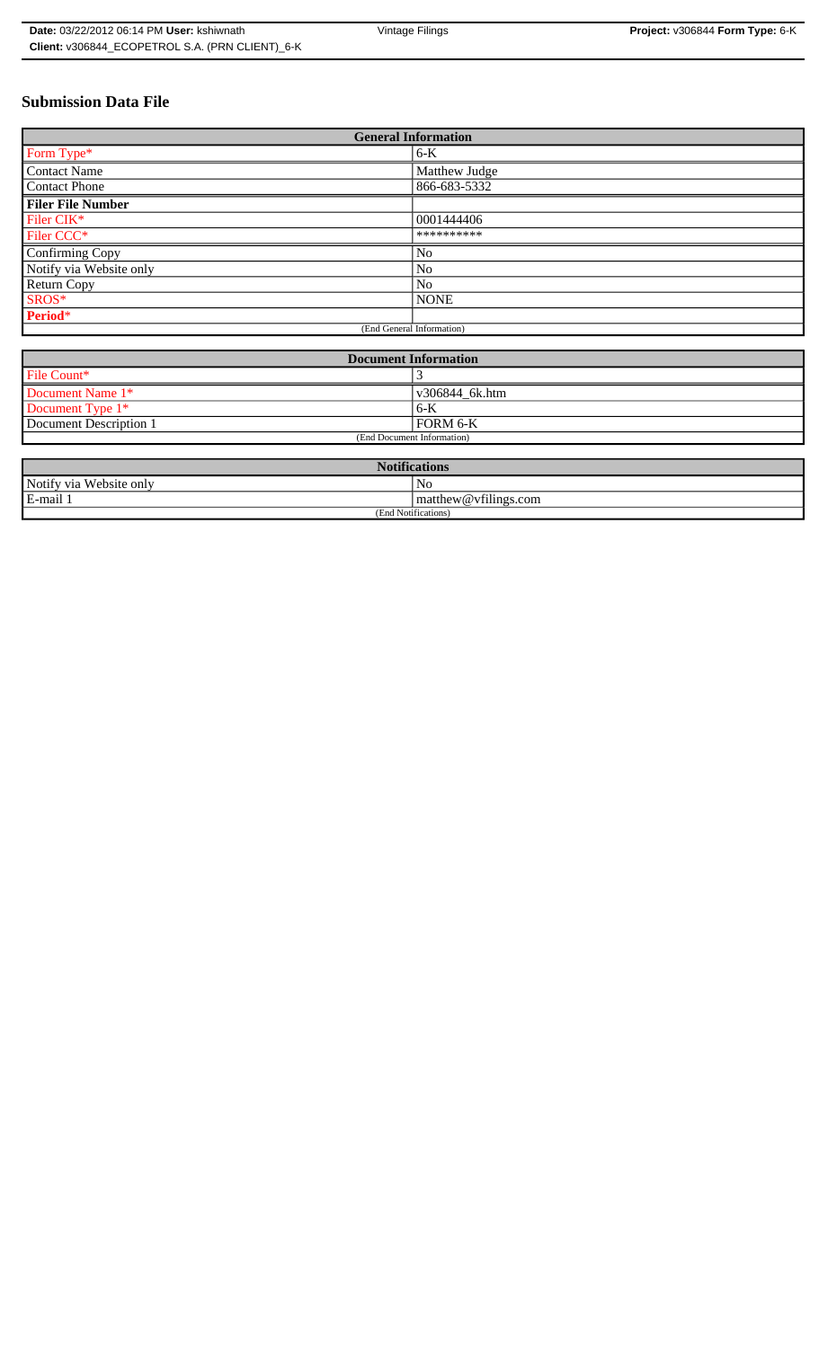# Submission Data File

| General Information | |
|---|---|
| Form Type* | 6-K |
| Contact Name | Matthew Judge |
| Contact Phone | 866-683-5332 |
| **Filer File Number** | |
| Filer CIK* | 0001444406 |
| Filer CCC* | ********** |
| Confirming Copy | No |
| Notify via Website only | No |
| Return Copy | No |
| SROS* | NONE |
| **Period*** | |
| (End General Information) | |

| Document Information | |
|---|---|
| File Count* | 3 |
| Document Name 1* | v306844_6k.htm |
| Document Type 1* | 6-K |
| Document Description 1 | FORM 6-K |
| (End Document Information) | |

| Notifications | |
|---|---|
| Notify via Website only | No |
| E-mail 1 | matthew@vfilings.com |
| (End Notifications) | |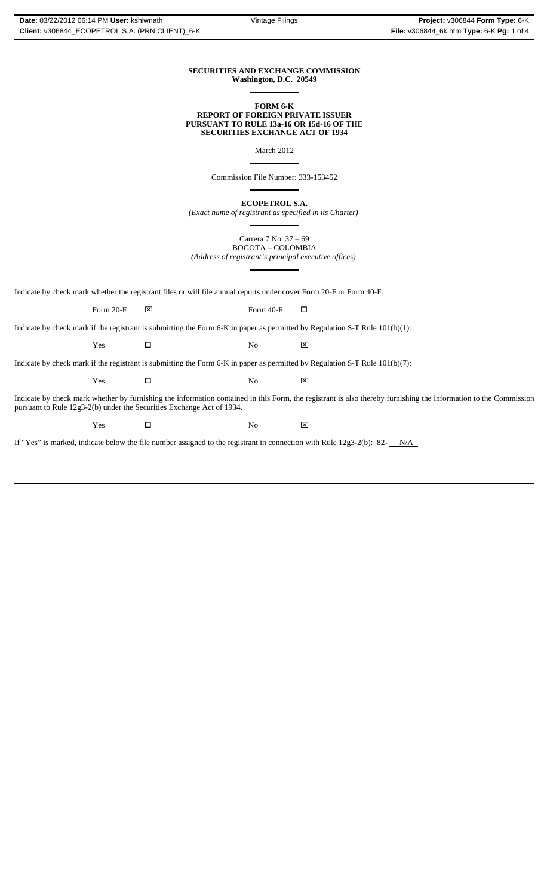**SECURITIES AND EXCHANGE COMMISSION**
**Washington, D.C. 20549**

**FORM 6-K**
**REPORT OF FOREIGN PRIVATE ISSUER**
**PURSUANT TO RULE 13a-16 OR 15d-16 OF THE**
**SECURITIES EXCHANGE ACT OF 1934**

March 2012

Commission File Number: 333-153452

**ECOPETROL S.A.**
*(Exact name of registrant as specified in its Charter)*

Carrera 7 No. 37 – 69
BOGOTA – COLOMBIA
*(Address of registrant's principal executive offices)*

Indicate by check mark whether the registrant files or will file annual reports under cover Form 20-F or Form 40-F.

Form 20-F ☒ Form 40-F ☐

Indicate by check mark if the registrant is submitting the Form 6-K in paper as permitted by Regulation S-T Rule 101(b)(1):

Yes ☐ No ☒

Indicate by check mark if the registrant is submitting the Form 6-K in paper as permitted by Regulation S-T Rule 101(b)(7):

Yes ☐ No ☒

Indicate by check mark whether by furnishing the information contained in this Form, the registrant is also thereby furnishing the information to the Commission pursuant to Rule 12g3-2(b) under the Securities Exchange Act of 1934.

Yes ☐ No ☒

If "Yes" is marked, indicate below the file number assigned to the registrant in connection with Rule 12g3-2(b): 82- N/A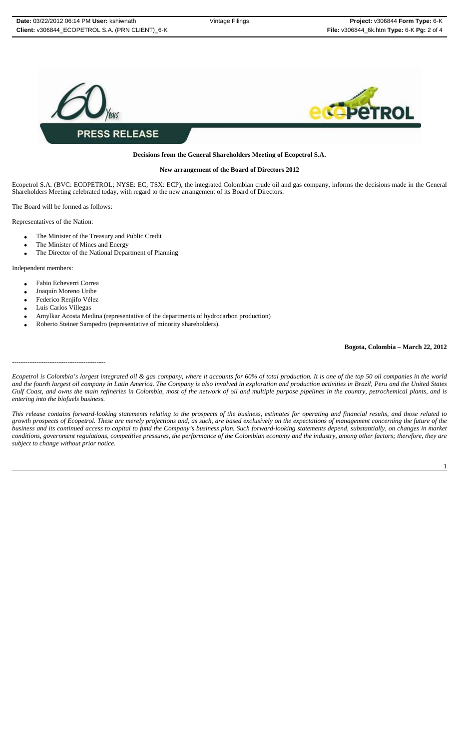**PRESS RELEASE**

**Decisions from the General Shareholders Meeting of Ecopetrol S.A.**

**New arrangement of the Board of Directors 2012**

Ecopetrol S.A. (BVC: ECOPETROL; NYSE: EC; TSX: ECP), the integrated Colombian crude oil and gas company, informs the decisions made in the General Shareholders Meeting celebrated today, with regard to the new arrangement of its Board of Directors.

The Board will be formed as follows:

Representatives of the Nation:

- The Minister of the Treasury and Public Credit
- The Minister of Mines and Energy
- The Director of the National Department of Planning

Independent members:

- Fabio Echeverri Correa
- Joaquín Moreno Uribe
- Federico Renjifo Vélez
- Luis Carlos Villegas
- Amylkar Acosta Medina (representative of the departments of hydrocarbon production)
- Roberto Steiner Sampedro (representative of minority shareholders).

**Bogota, Colombia – March 22, 2012**

------------------------------------------

*Ecopetrol is Colombia's largest integrated oil & gas company, where it accounts for 60% of total production. It is one of the top 50 oil companies in the world and the fourth largest oil company in Latin America. The Company is also involved in exploration and production activities in Brazil, Peru and the United States Gulf Coast, and owns the main refineries in Colombia, most of the network of oil and multiple purpose pipelines in the country, petrochemical plants, and is entering into the biofuels business.*

*This release contains forward-looking statements relating to the prospects of the business, estimates for operating and financial results, and those related to growth prospects of Ecopetrol. These are merely projections and, as such, are based exclusively on the expectations of management concerning the future of the business and its continued access to capital to fund the Company's business plan. Such forward-looking statements depend, substantially, on changes in market conditions, government regulations, competitive pressures, the performance of the Colombian economy and the industry, among other factors; therefore, they are subject to change without prior notice.*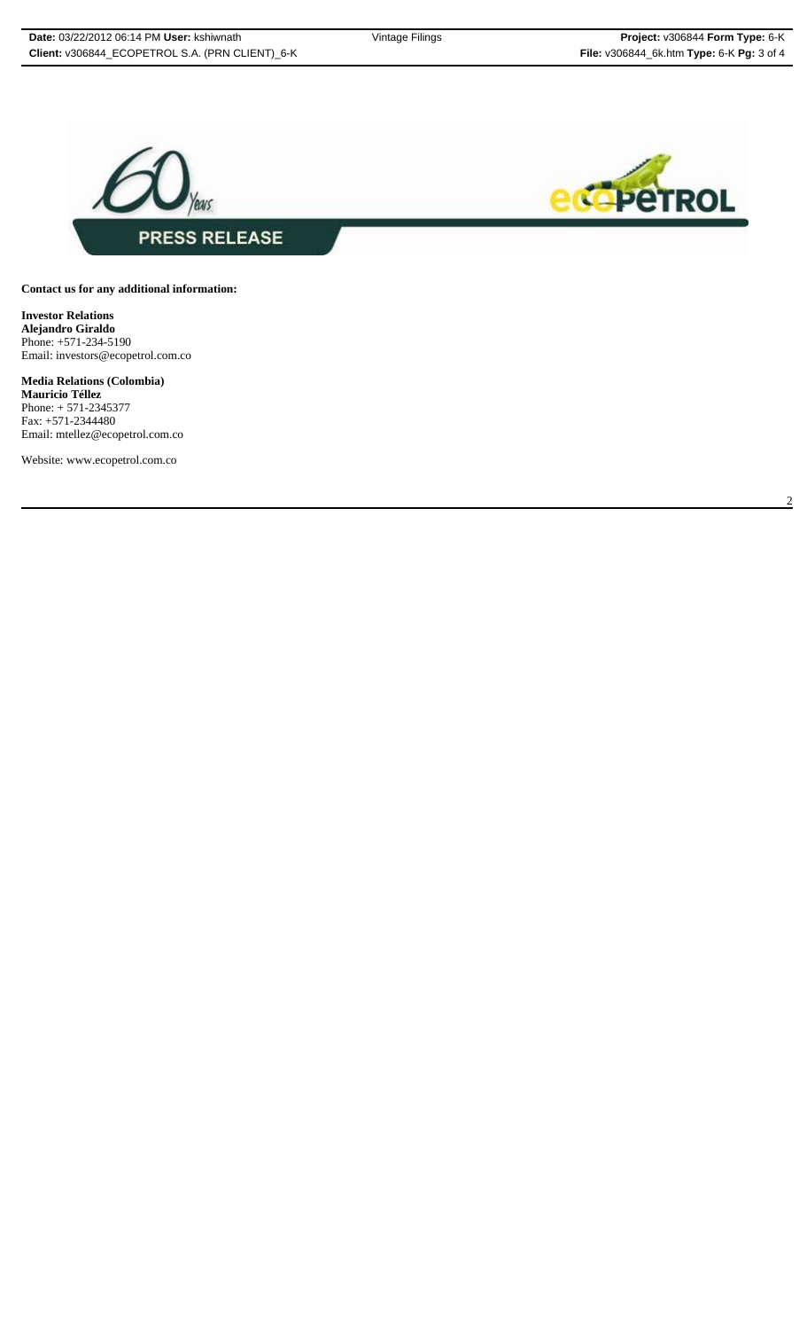**PRESS RELEASE**

**Contact us for any additional information:**

**Investor Relations**
**Alejandro Giraldo**
Phone: +571-234-5190
Email: investors@ecopetrol.com.co

**Media Relations (Colombia)**
**Mauricio Téllez**
Phone: + 571-2345377
Fax: +571-2344480
Email: mtellez@ecopetrol.com.co

Website: www.ecopetrol.com.co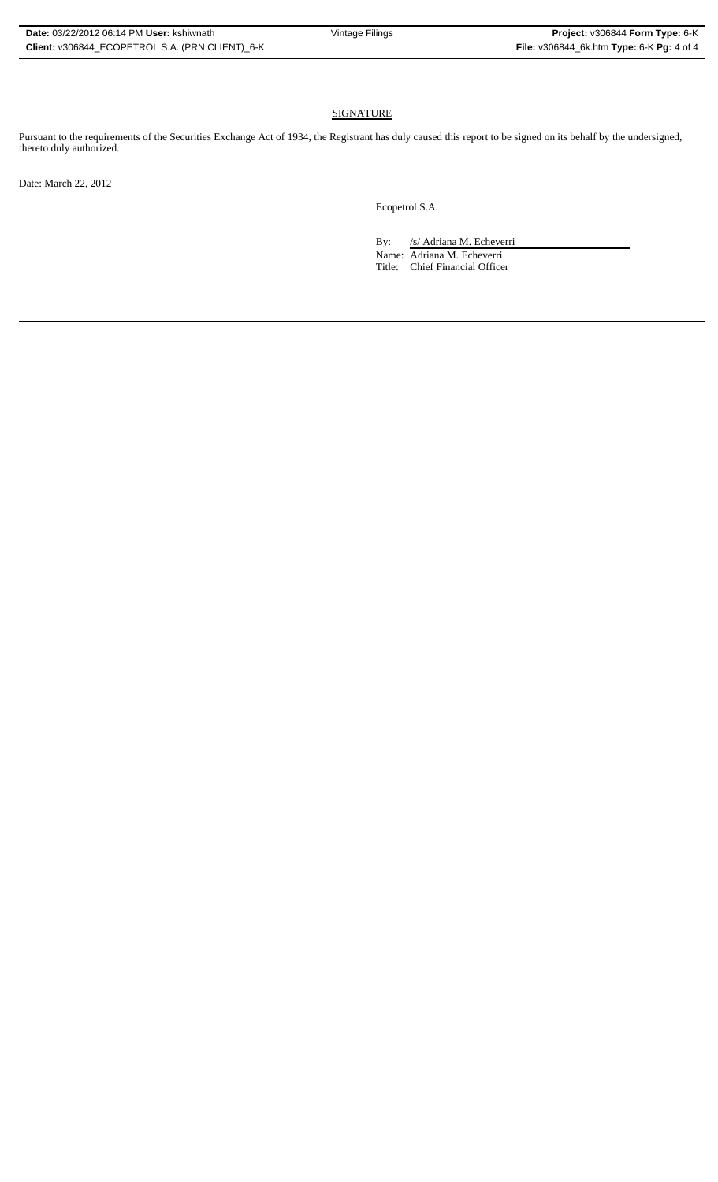## SIGNATURE

Pursuant to the requirements of the Securities Exchange Act of 1934, the Registrant has duly caused this report to be signed on its behalf by the undersigned, thereto duly authorized.

Date: March 22, 2012

Ecopetrol S.A.

By: /s/ Adriana M. Echeverri

Name: Adriana M. Echeverri

Title: Chief Financial Officer